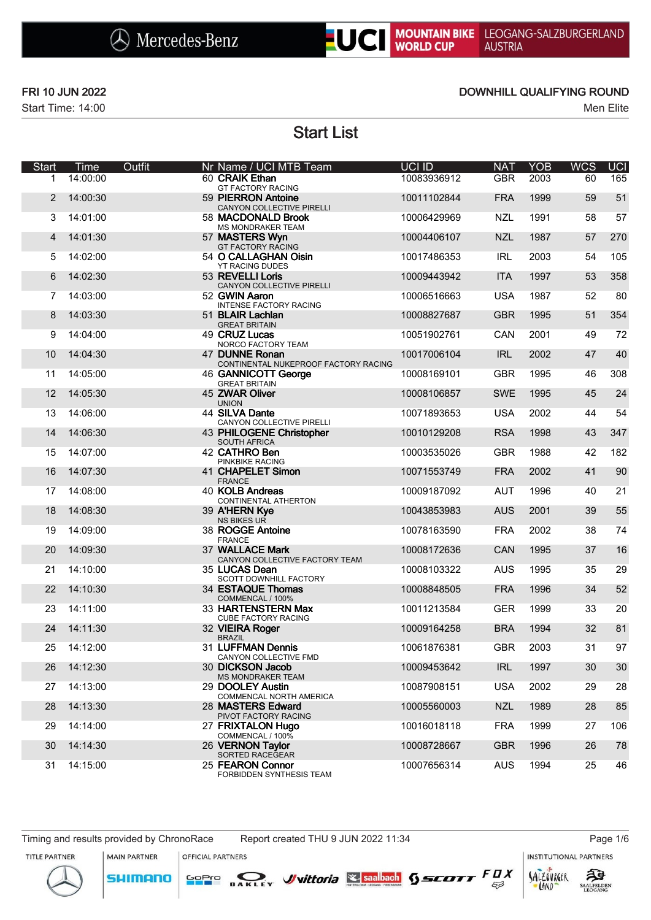Mercedes-Benz UCI MOUNTAIN BIKE WORLD CUP LEOGANG-SALZBURGERLAND AUSTRIA

FRI 10 JUN 2022

Start Time: 14:00

DOWNHILL QUALIFYING ROUND

Men Elite

# Start List

| Start | Time | Outfit | Nr | Name / UCI MTB Team | UCI ID | NAT | YOB | WCS | UCI |
|---|---|---|---|---|---|---|---|---|---|
| 1 | 14:00:00 | | 60 | **CRAIK Ethan**<br>GT FACTORY RACING | 10083936912 | GBR | 2003 | 60 | 165 |
| 2 | 14:00:30 | | 59 | **PIERRON Antoine**<br>CANYON COLLECTIVE PIRELLI | 10011102844 | FRA | 1999 | 59 | 51 |
| 3 | 14:01:00 | | 58 | **MACDONALD Brook**<br>MS MONDRAKER TEAM | 10006429969 | NZL | 1991 | 58 | 57 |
| 4 | 14:01:30 | | 57 | **MASTERS Wyn**<br>GT FACTORY RACING | 10004406107 | NZL | 1987 | 57 | 270 |
| 5 | 14:02:00 | | 54 | **O CALLAGHAN Oisin**<br>YT RACING DUDES | 10017486353 | IRL | 2003 | 54 | 105 |
| 6 | 14:02:30 | | 53 | **REVELLI Loris**<br>CANYON COLLECTIVE PIRELLI | 10009443942 | ITA | 1997 | 53 | 358 |
| 7 | 14:03:00 | | 52 | **GWIN Aaron**<br>INTENSE FACTORY RACING | 10006516663 | USA | 1987 | 52 | 80 |
| 8 | 14:03:30 | | 51 | **BLAIR Lachlan**<br>GREAT BRITAIN | 10008827687 | GBR | 1995 | 51 | 354 |
| 9 | 14:04:00 | | 49 | **CRUZ Lucas**<br>NORCO FACTORY TEAM | 10051902761 | CAN | 2001 | 49 | 72 |
| 10 | 14:04:30 | | 47 | **DUNNE Ronan**<br>CONTINENTAL NUKEPROOF FACTORY RACING | 10017006104 | IRL | 2002 | 47 | 40 |
| 11 | 14:05:00 | | 46 | **GANNICOTT George**<br>GREAT BRITAIN | 10008169101 | GBR | 1995 | 46 | 308 |
| 12 | 14:05:30 | | 45 | **ZWAR Oliver**<br>UNION | 10008106857 | SWE | 1995 | 45 | 24 |
| 13 | 14:06:00 | | 44 | **SILVA Dante**<br>CANYON COLLECTIVE PIRELLI | 10071893653 | USA | 2002 | 44 | 54 |
| 14 | 14:06:30 | | 43 | **PHILOGENE Christopher**<br>SOUTH AFRICA | 10010129208 | RSA | 1998 | 43 | 347 |
| 15 | 14:07:00 | | 42 | **CATHRO Ben**<br>PINKBIKE RACING | 10003535026 | GBR | 1988 | 42 | 182 |
| 16 | 14:07:30 | | 41 | **CHAPELET Simon**<br>FRANCE | 10071553749 | FRA | 2002 | 41 | 90 |
| 17 | 14:08:00 | | 40 | **KOLB Andreas**<br>CONTINENTAL ATHERTON | 10009187092 | AUT | 1996 | 40 | 21 |
| 18 | 14:08:30 | | 39 | **A'HERN Kye**<br>NS BIKES UR | 10043853983 | AUS | 2001 | 39 | 55 |
| 19 | 14:09:00 | | 38 | **ROGGE Antoine**<br>FRANCE | 10078163590 | FRA | 2002 | 38 | 74 |
| 20 | 14:09:30 | | 37 | **WALLACE Mark**<br>CANYON COLLECTIVE FACTORY TEAM | 10008172636 | CAN | 1995 | 37 | 16 |
| 21 | 14:10:00 | | 35 | **LUCAS Dean**<br>SCOTT DOWNHILL FACTORY | 10008103322 | AUS | 1995 | 35 | 29 |
| 22 | 14:10:30 | | 34 | **ESTAQUE Thomas**<br>COMMENCAL / 100% | 10008848505 | FRA | 1996 | 34 | 52 |
| 23 | 14:11:00 | | 33 | **HARTENSTERN Max**<br>CUBE FACTORY RACING | 10011213584 | GER | 1999 | 33 | 20 |
| 24 | 14:11:30 | | 32 | **VIEIRA Roger**<br>BRAZIL | 10009164258 | BRA | 1994 | 32 | 81 |
| 25 | 14:12:00 | | 31 | **LUFFMAN Dennis**<br>CANYON COLLECTIVE FMD | 10061876381 | GBR | 2003 | 31 | 97 |
| 26 | 14:12:30 | | 30 | **DICKSON Jacob**<br>MS MONDRAKER TEAM | 10009453642 | IRL | 1997 | 30 | 30 |
| 27 | 14:13:00 | | 29 | **DOOLEY Austin**<br>COMMENCAL NORTH AMERICA | 10087908151 | USA | 2002 | 29 | 28 |
| 28 | 14:13:30 | | 28 | **MASTERS Edward**<br>PIVOT FACTORY RACING | 10005560003 | NZL | 1989 | 28 | 85 |
| 29 | 14:14:00 | | 27 | **FRIXTALON Hugo**<br>COMMENCAL / 100% | 10016018118 | FRA | 1999 | 27 | 106 |
| 30 | 14:14:30 | | 26 | **VERNON Taylor**<br>SORTED RACEGEAR | 10008728667 | GBR | 1996 | 26 | 78 |
| 31 | 14:15:00 | | 25 | **FEARON Connor**<br>FORBIDDEN SYNTHESIS TEAM | 10007656314 | AUS | 1994 | 25 | 46 |

Timing and results provided by ChronoRace

Report created THU 9 JUN 2022 11:34

TITLE PARTNER | MAIN PARTNER | OFFICIAL PARTNERS | INSTITUTIONAL PARTNERS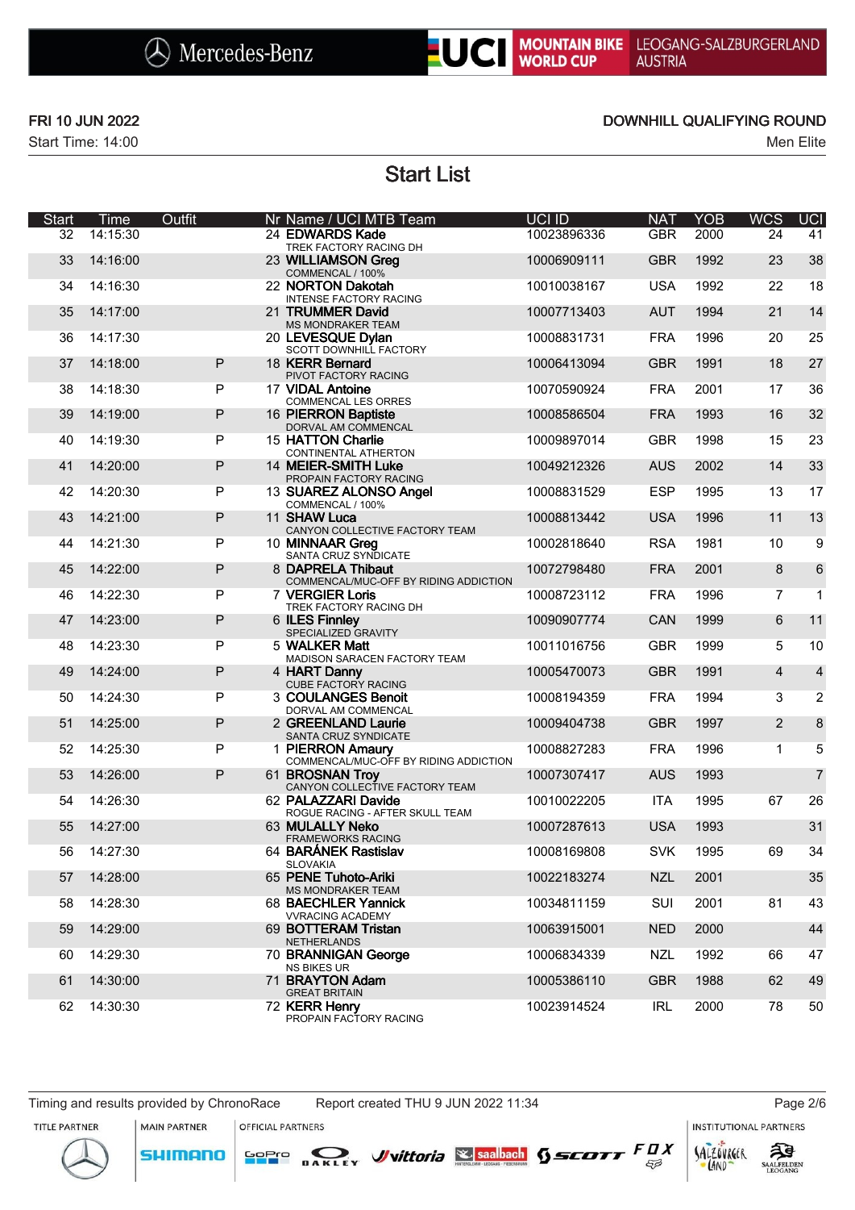FRI 10 JUN 2022

Start Time: 14:00

DOWNHILL QUALIFYING ROUND

Men Elite

# Start List

| Start | Time | Outfit | Nr | Name / UCI MTB Team | UCI ID | NAT | YOB | WCS | UCI |
|---|---|---|---|---|---|---|---|---|---|
| 32 | 14:15:30 | | 24 | **EDWARDS Kade**<br>TREK FACTORY RACING DH | 10023896336 | GBR | 2000 | 24 | 41 |
| 33 | 14:16:00 | | 23 | **WILLIAMSON Greg**<br>COMMENCAL / 100% | 10006909111 | GBR | 1992 | 23 | 38 |
| 34 | 14:16:30 | | 22 | **NORTON Dakotah**<br>INTENSE FACTORY RACING | 10010038167 | USA | 1992 | 22 | 18 |
| 35 | 14:17:00 | | 21 | **TRUMMER David**<br>MS MONDRAKER TEAM | 10007713403 | AUT | 1994 | 21 | 14 |
| 36 | 14:17:30 | | 20 | **LEVESQUE Dylan**<br>SCOTT DOWNHILL FACTORY | 10008831731 | FRA | 1996 | 20 | 25 |
| 37 | 14:18:00 | P | 18 | **KERR Bernard**<br>PIVOT FACTORY RACING | 10006413094 | GBR | 1991 | 18 | 27 |
| 38 | 14:18:30 | P | 17 | **VIDAL Antoine**<br>COMMENCAL LES ORRES | 10070590924 | FRA | 2001 | 17 | 36 |
| 39 | 14:19:00 | P | 16 | **PIERRON Baptiste**<br>DORVAL AM COMMENCAL | 10008586504 | FRA | 1993 | 16 | 32 |
| 40 | 14:19:30 | P | 15 | **HATTON Charlie**<br>CONTINENTAL ATHERTON | 10009897014 | GBR | 1998 | 15 | 23 |
| 41 | 14:20:00 | P | 14 | **MEIER-SMITH Luke**<br>PROPAIN FACTORY RACING | 10049212326 | AUS | 2002 | 14 | 33 |
| 42 | 14:20:30 | P | 13 | **SUAREZ ALONSO Angel**<br>COMMENCAL / 100% | 10008831529 | ESP | 1995 | 13 | 17 |
| 43 | 14:21:00 | P | 11 | **SHAW Luca**<br>CANYON COLLECTIVE FACTORY TEAM | 10008813442 | USA | 1996 | 11 | 13 |
| 44 | 14:21:30 | P | 10 | **MINNAAR Greg**<br>SANTA CRUZ SYNDICATE | 10002818640 | RSA | 1981 | 10 | 9 |
| 45 | 14:22:00 | P | 8 | **DAPRELA Thibaut**<br>COMMENCAL/MUC-OFF BY RIDING ADDICTION | 10072798480 | FRA | 2001 | 8 | 6 |
| 46 | 14:22:30 | P | 7 | **VERGIER Loris**<br>TREK FACTORY RACING DH | 10008723112 | FRA | 1996 | 7 | 1 |
| 47 | 14:23:00 | P | 6 | **ILES Finnley**<br>SPECIALIZED GRAVITY | 10090907774 | CAN | 1999 | 6 | 11 |
| 48 | 14:23:30 | P | 5 | **WALKER Matt**<br>MADISON SARACEN FACTORY TEAM | 10011016756 | GBR | 1999 | 5 | 10 |
| 49 | 14:24:00 | P | 4 | **HART Danny**<br>CUBE FACTORY RACING | 10005470073 | GBR | 1991 | 4 | 4 |
| 50 | 14:24:30 | P | 3 | **COULANGES Benoit**<br>DORVAL AM COMMENCAL | 10008194359 | FRA | 1994 | 3 | 2 |
| 51 | 14:25:00 | P | 2 | **GREENLAND Laurie**<br>SANTA CRUZ SYNDICATE | 10009404738 | GBR | 1997 | 2 | 8 |
| 52 | 14:25:30 | P | 1 | **PIERRON Amaury**<br>COMMENCAL/MUC-OFF BY RIDING ADDICTION | 10008827283 | FRA | 1996 | 1 | 5 |
| 53 | 14:26:00 | P | 61 | **BROSNAN Troy**<br>CANYON COLLECTIVE FACTORY TEAM | 10007307417 | AUS | 1993 | | 7 |
| 54 | 14:26:30 | | 62 | **PALAZZARI Davide**<br>ROGUE RACING - AFTER SKULL TEAM | 10010022205 | ITA | 1995 | 67 | 26 |
| 55 | 14:27:00 | | 63 | **MULALLY Neko**<br>FRAMEWORKS RACING | 10007287613 | USA | 1993 | | 31 |
| 56 | 14:27:30 | | 64 | **BARÁNEK Rastislav**<br>SLOVAKIA | 10008169808 | SVK | 1995 | 69 | 34 |
| 57 | 14:28:00 | | 65 | **PENE Tuhoto-Ariki**<br>MS MONDRAKER TEAM | 10022183274 | NZL | 2001 | | 35 |
| 58 | 14:28:30 | | 68 | **BAECHLER Yannick**<br>VVRACING ACADEMY | 10034811159 | SUI | 2001 | 81 | 43 |
| 59 | 14:29:00 | | 69 | **BOTTERAM Tristan**<br>NETHERLANDS | 10063915001 | NED | 2000 | | 44 |
| 60 | 14:29:30 | | 70 | **BRANNIGAN George**<br>NS BIKES UR | 10006834339 | NZL | 1992 | 66 | 47 |
| 61 | 14:30:00 | | 71 | **BRAYTON Adam**<br>GREAT BRITAIN | 10005386110 | GBR | 1988 | 62 | 49 |
| 62 | 14:30:30 | | 72 | **KERR Henry**<br>PROPAIN FACTORY RACING | 10023914524 | IRL | 2000 | 78 | 50 |

Timing and results provided by ChronoRace — Report created THU 9 JUN 2022 11:34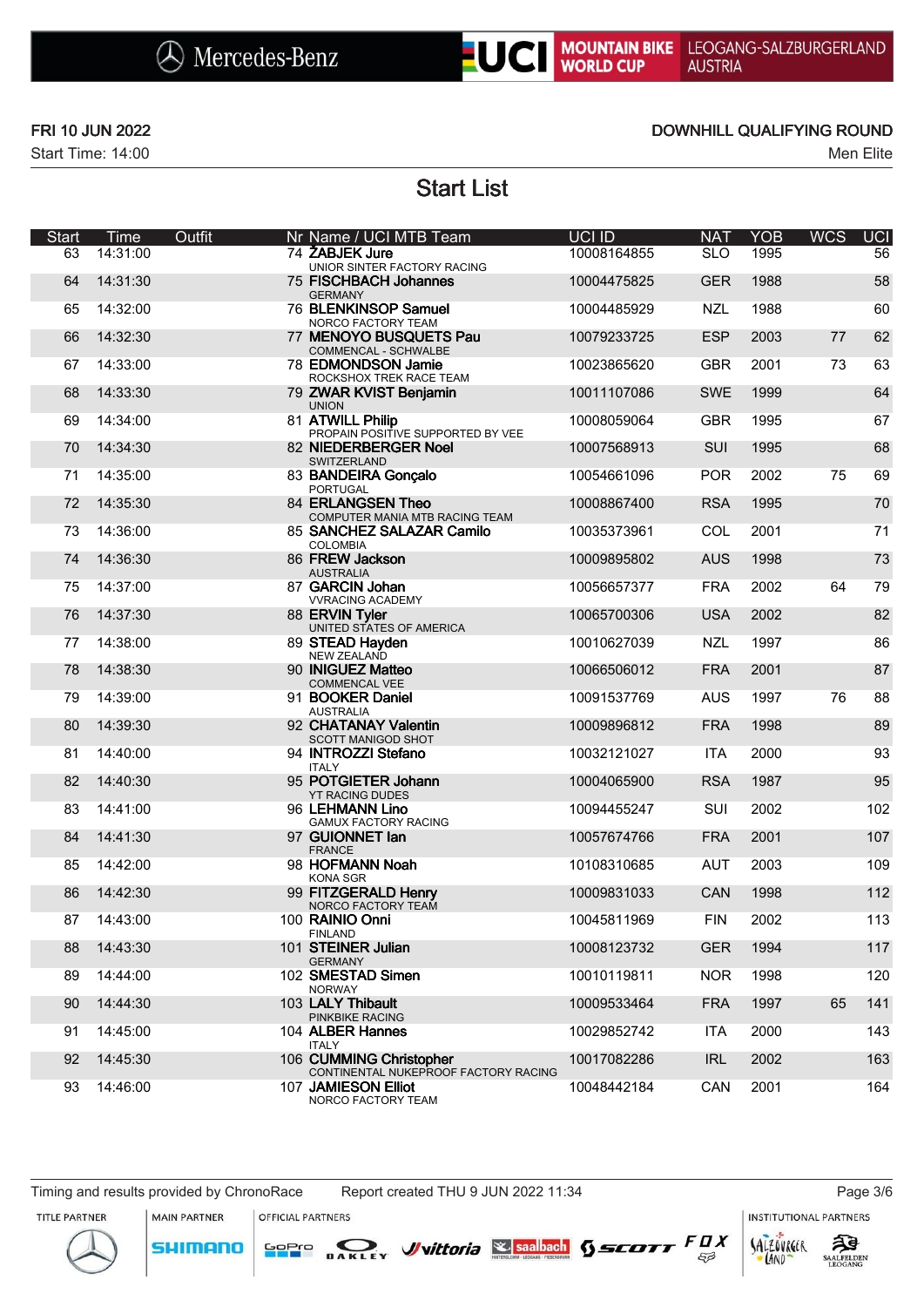FRI 10 JUN 2022

Start Time: 14:00

DOWNHILL QUALIFYING ROUND

Men Elite

# Start List

| Start | Time | Outfit | Nr | Name / UCI MTB Team | UCI ID | NAT | YOB | WCS | UCI |
|---|---|---|---|---|---|---|---|---|---|
| 63 | 14:31:00 | | 74 | **ŽABJEK Jure**<br>UNIOR SINTER FACTORY RACING | 10008164855 | SLO | 1995 | | 56 |
| 64 | 14:31:30 | | 75 | **FISCHBACH Johannes**<br>GERMANY | 10004475825 | GER | 1988 | | 58 |
| 65 | 14:32:00 | | 76 | **BLENKINSOP Samuel**<br>NORCO FACTORY TEAM | 10004485929 | NZL | 1988 | | 60 |
| 66 | 14:32:30 | | 77 | **MENOYO BUSQUETS Pau**<br>COMMENCAL - SCHWALBE | 10079233725 | ESP | 2003 | 77 | 62 |
| 67 | 14:33:00 | | 78 | **EDMONDSON Jamie**<br>ROCKSHOX TREK RACE TEAM | 10023865620 | GBR | 2001 | 73 | 63 |
| 68 | 14:33:30 | | 79 | **ZWAR KVIST Benjamin**<br>UNION | 10011107086 | SWE | 1999 | | 64 |
| 69 | 14:34:00 | | 81 | **ATWILL Philip**<br>PROPAIN POSITIVE SUPPORTED BY VEE | 10008059064 | GBR | 1995 | | 67 |
| 70 | 14:34:30 | | 82 | **NIEDERBERGER Noel**<br>SWITZERLAND | 10007568913 | SUI | 1995 | | 68 |
| 71 | 14:35:00 | | 83 | **BANDEIRA Gonçalo**<br>PORTUGAL | 10054661096 | POR | 2002 | 75 | 69 |
| 72 | 14:35:30 | | 84 | **ERLANGSEN Theo**<br>COMPUTER MANIA MTB RACING TEAM | 10008867400 | RSA | 1995 | | 70 |
| 73 | 14:36:00 | | 85 | **SANCHEZ SALAZAR Camilo**<br>COLOMBIA | 10035373961 | COL | 2001 | | 71 |
| 74 | 14:36:30 | | 86 | **FREW Jackson**<br>AUSTRALIA | 10009895802 | AUS | 1998 | | 73 |
| 75 | 14:37:00 | | 87 | **GARCIN Johan**<br>VVRACING ACADEMY | 10056657377 | FRA | 2002 | 64 | 79 |
| 76 | 14:37:30 | | 88 | **ERVIN Tyler**<br>UNITED STATES OF AMERICA | 10065700306 | USA | 2002 | | 82 |
| 77 | 14:38:00 | | 89 | **STEAD Hayden**<br>NEW ZEALAND | 10010627039 | NZL | 1997 | | 86 |
| 78 | 14:38:30 | | 90 | **INIGUEZ Matteo**<br>COMMENCAL VEE | 10066506012 | FRA | 2001 | | 87 |
| 79 | 14:39:00 | | 91 | **BOOKER Daniel**<br>AUSTRALIA | 10091537769 | AUS | 1997 | 76 | 88 |
| 80 | 14:39:30 | | 92 | **CHATANAY Valentin**<br>SCOTT MANIGOD SHOT | 10009896812 | FRA | 1998 | | 89 |
| 81 | 14:40:00 | | 94 | **INTROZZI Stefano**<br>ITALY | 10032121027 | ITA | 2000 | | 93 |
| 82 | 14:40:30 | | 95 | **POTGIETER Johann**<br>YT RACING DUDES | 10004065900 | RSA | 1987 | | 95 |
| 83 | 14:41:00 | | 96 | **LEHMANN Lino**<br>GAMUX FACTORY RACING | 10094455247 | SUI | 2002 | | 102 |
| 84 | 14:41:30 | | 97 | **GUIONNET Ian**<br>FRANCE | 10057674766 | FRA | 2001 | | 107 |
| 85 | 14:42:00 | | 98 | **HOFMANN Noah**<br>KONA SGR | 10108310685 | AUT | 2003 | | 109 |
| 86 | 14:42:30 | | 99 | **FITZGERALD Henry**<br>NORCO FACTORY TEAM | 10009831033 | CAN | 1998 | | 112 |
| 87 | 14:43:00 | | 100 | **RAINIO Onni**<br>FINLAND | 10045811969 | FIN | 2002 | | 113 |
| 88 | 14:43:30 | | 101 | **STEINER Julian**<br>GERMANY | 10008123732 | GER | 1994 | | 117 |
| 89 | 14:44:00 | | 102 | **SMESTAD Simen**<br>NORWAY | 10010119811 | NOR | 1998 | | 120 |
| 90 | 14:44:30 | | 103 | **LALY Thibault**<br>PINKBIKE RACING | 10009533464 | FRA | 1997 | 65 | 141 |
| 91 | 14:45:00 | | 104 | **ALBER Hannes**<br>ITALY | 10029852742 | ITA | 2000 | | 143 |
| 92 | 14:45:30 | | 106 | **CUMMING Christopher**<br>CONTINENTAL NUKEPROOF FACTORY RACING | 10017082286 | IRL | 2002 | | 163 |
| 93 | 14:46:00 | | 107 | **JAMIESON Elliot**<br>NORCO FACTORY TEAM | 10048442184 | CAN | 2001 | | 164 |

Timing and results provided by ChronoRace | Report created THU 9 JUN 2022 11:34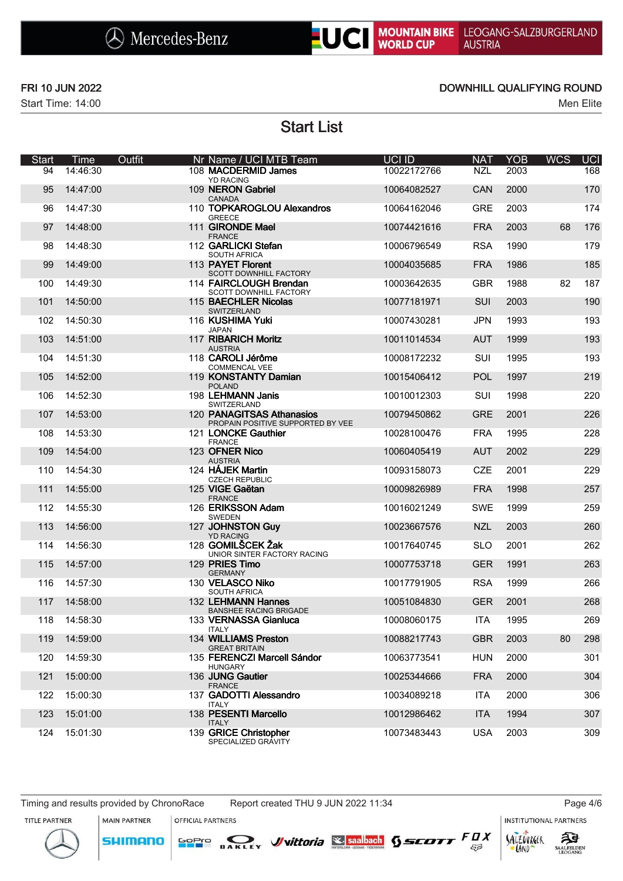FRI 10 JUN 2022

Start Time: 14:00

DOWNHILL QUALIFYING ROUND

Men Elite

# Start List

| Start | Time | Outfit | Nr | Name / UCI MTB Team | UCI ID | NAT | YOB | WCS | UCI |
|---|---|---|---|---|---|---|---|---|---|
| 94 | 14:46:30 | | 108 | **MACDERMID James**<br>YD RACING | 10022172766 | NZL | 2003 | | 168 |
| 95 | 14:47:00 | | 109 | **NERON Gabriel**<br>CANADA | 10064082527 | CAN | 2000 | | 170 |
| 96 | 14:47:30 | | 110 | **TOPKAROGLOU Alexandros**<br>GREECE | 10064162046 | GRE | 2003 | | 174 |
| 97 | 14:48:00 | | 111 | **GIRONDE Mael**<br>FRANCE | 10074421616 | FRA | 2003 | 68 | 176 |
| 98 | 14:48:30 | | 112 | **GARLICKI Stefan**<br>SOUTH AFRICA | 10006796549 | RSA | 1990 | | 179 |
| 99 | 14:49:00 | | 113 | **PAYET Florent**<br>SCOTT DOWNHILL FACTORY | 10004035685 | FRA | 1986 | | 185 |
| 100 | 14:49:30 | | 114 | **FAIRCLOUGH Brendan**<br>SCOTT DOWNHILL FACTORY | 10003642635 | GBR | 1988 | 82 | 187 |
| 101 | 14:50:00 | | 115 | **BAECHLER Nicolas**<br>SWITZERLAND | 10077181971 | SUI | 2003 | | 190 |
| 102 | 14:50:30 | | 116 | **KUSHIMA Yuki**<br>JAPAN | 10007430281 | JPN | 1993 | | 193 |
| 103 | 14:51:00 | | 117 | **RIBARICH Moritz**<br>AUSTRIA | 10011014534 | AUT | 1999 | | 193 |
| 104 | 14:51:30 | | 118 | **CAROLI Jérôme**<br>COMMENCAL VEE | 10008172232 | SUI | 1995 | | 193 |
| 105 | 14:52:00 | | 119 | **KONSTANTY Damian**<br>POLAND | 10015406412 | POL | 1997 | | 219 |
| 106 | 14:52:30 | | 198 | **LEHMANN Janis**<br>SWITZERLAND | 10010012303 | SUI | 1998 | | 220 |
| 107 | 14:53:00 | | 120 | **PANAGITSAS Athanasios**<br>PROPAIN POSITIVE SUPPORTED BY VEE | 10079450862 | GRE | 2001 | | 226 |
| 108 | 14:53:30 | | 121 | **LONCKE Gauthier**<br>FRANCE | 10028100476 | FRA | 1995 | | 228 |
| 109 | 14:54:00 | | 123 | **OFNER Nico**<br>AUSTRIA | 10060405419 | AUT | 2002 | | 229 |
| 110 | 14:54:30 | | 124 | **HÁJEK Martin**<br>CZECH REPUBLIC | 10093158073 | CZE | 2001 | | 229 |
| 111 | 14:55:00 | | 125 | **VIGE Gaëtan**<br>FRANCE | 10009826989 | FRA | 1998 | | 257 |
| 112 | 14:55:30 | | 126 | **ERIKSSON Adam**<br>SWEDEN | 10016021249 | SWE | 1999 | | 259 |
| 113 | 14:56:00 | | 127 | **JOHNSTON Guy**<br>YD RACING | 10023667576 | NZL | 2003 | | 260 |
| 114 | 14:56:30 | | 128 | **GOMILŠCEK Žak**<br>UNIOR SINTER FACTORY RACING | 10017640745 | SLO | 2001 | | 262 |
| 115 | 14:57:00 | | 129 | **PRIES Timo**<br>GERMANY | 10007753718 | GER | 1991 | | 263 |
| 116 | 14:57:30 | | 130 | **VELASCO Niko**<br>SOUTH AFRICA | 10017791905 | RSA | 1999 | | 266 |
| 117 | 14:58:00 | | 132 | **LEHMANN Hannes**<br>BANSHEE RACING BRIGADE | 10051084830 | GER | 2001 | | 268 |
| 118 | 14:58:30 | | 133 | **VERNASSA Gianluca**<br>ITALY | 10008060175 | ITA | 1995 | | 269 |
| 119 | 14:59:00 | | 134 | **WILLIAMS Preston**<br>GREAT BRITAIN | 10088217743 | GBR | 2003 | 80 | 298 |
| 120 | 14:59:30 | | 135 | **FERENCZI Marcell Sándor**<br>HUNGARY | 10063773541 | HUN | 2000 | | 301 |
| 121 | 15:00:00 | | 136 | **JUNG Gautier**<br>FRANCE | 10025344666 | FRA | 2000 | | 304 |
| 122 | 15:00:30 | | 137 | **GADOTTI Alessandro**<br>ITALY | 10034089218 | ITA | 2000 | | 306 |
| 123 | 15:01:00 | | 138 | **PESENTI Marcello**<br>ITALY | 10012986462 | ITA | 1994 | | 307 |
| 124 | 15:01:30 | | 139 | **GRICE Christopher**<br>SPECIALIZED GRAVITY | 10073483443 | USA | 2003 | | 309 |

Timing and results provided by ChronoRace Report created THU 9 JUN 2022 11:34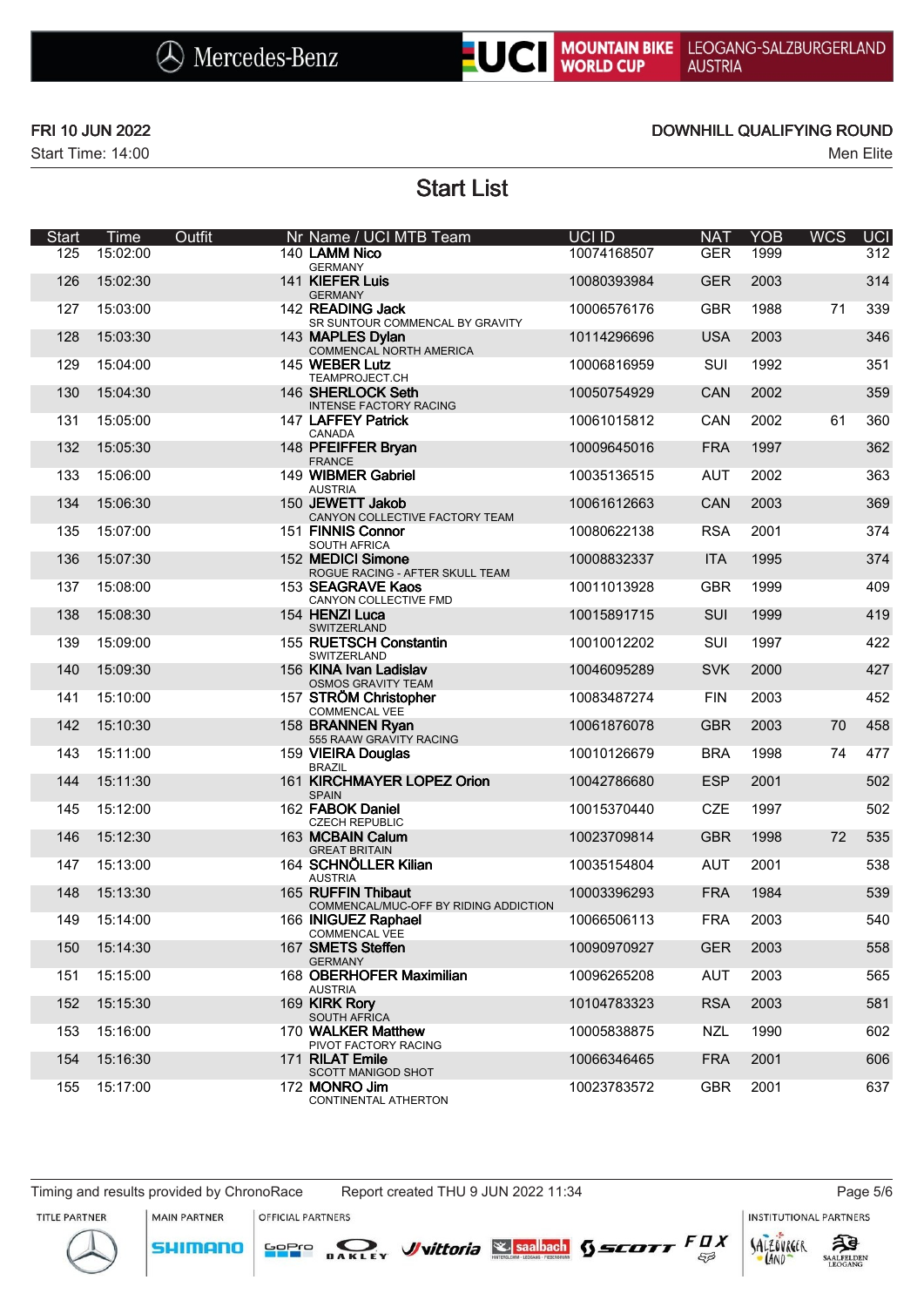Mercedes-Benz | UCI MOUNTAIN BIKE WORLD CUP | LEOGANG-SALZBURGERLAND AUSTRIA

FRI 10 JUN 2022
Start Time: 14:00

DOWNHILL QUALIFYING ROUND
Men Elite

# Start List

| Start | Time | Outfit | Nr | Name / UCI MTB Team | UCI ID | NAT | YOB | WCS | UCI |
|---|---|---|---|---|---|---|---|---|---|
| 125 | 15:02:00 | | 140 | **LAMM Nico**<br>GERMANY | 10074168507 | GER | 1999 | | 312 |
| 126 | 15:02:30 | | 141 | **KIEFER Luis**<br>GERMANY | 10080393984 | GER | 2003 | | 314 |
| 127 | 15:03:00 | | 142 | **READING Jack**<br>SR SUNTOUR COMMENCAL BY GRAVITY | 10006576176 | GBR | 1988 | 71 | 339 |
| 128 | 15:03:30 | | 143 | **MAPLES Dylan**<br>COMMENCAL NORTH AMERICA | 10114296696 | USA | 2003 | | 346 |
| 129 | 15:04:00 | | 145 | **WEBER Lutz**<br>TEAMPROJECT.CH | 10006816959 | SUI | 1992 | | 351 |
| 130 | 15:04:30 | | 146 | **SHERLOCK Seth**<br>INTENSE FACTORY RACING | 10050754929 | CAN | 2002 | | 359 |
| 131 | 15:05:00 | | 147 | **LAFFEY Patrick**<br>CANADA | 10061015812 | CAN | 2002 | 61 | 360 |
| 132 | 15:05:30 | | 148 | **PFEIFFER Bryan**<br>FRANCE | 10009645016 | FRA | 1997 | | 362 |
| 133 | 15:06:00 | | 149 | **WIBMER Gabriel**<br>AUSTRIA | 10035136515 | AUT | 2002 | | 363 |
| 134 | 15:06:30 | | 150 | **JEWETT Jakob**<br>CANYON COLLECTIVE FACTORY TEAM | 10061612663 | CAN | 2003 | | 369 |
| 135 | 15:07:00 | | 151 | **FINNIS Connor**<br>SOUTH AFRICA | 10080622138 | RSA | 2001 | | 374 |
| 136 | 15:07:30 | | 152 | **MEDICI Simone**<br>ROGUE RACING - AFTER SKULL TEAM | 10008832337 | ITA | 1995 | | 374 |
| 137 | 15:08:00 | | 153 | **SEAGRAVE Kaos**<br>CANYON COLLECTIVE FMD | 10011013928 | GBR | 1999 | | 409 |
| 138 | 15:08:30 | | 154 | **HENZI Luca**<br>SWITZERLAND | 10015891715 | SUI | 1999 | | 419 |
| 139 | 15:09:00 | | 155 | **RUETSCH Constantin**<br>SWITZERLAND | 10010012202 | SUI | 1997 | | 422 |
| 140 | 15:09:30 | | 156 | **KINA Ivan Ladislav**<br>OSMOS GRAVITY TEAM | 10046095289 | SVK | 2000 | | 427 |
| 141 | 15:10:00 | | 157 | **STRÖM Christopher**<br>COMMENCAL VEE | 10083487274 | FIN | 2003 | | 452 |
| 142 | 15:10:30 | | 158 | **BRANNEN Ryan**<br>555 RAAW GRAVITY RACING | 10061876078 | GBR | 2003 | 70 | 458 |
| 143 | 15:11:00 | | 159 | **VIEIRA Douglas**<br>BRAZIL | 10010126679 | BRA | 1998 | 74 | 477 |
| 144 | 15:11:30 | | 161 | **KIRCHMAYER LOPEZ Orion**<br>SPAIN | 10042786680 | ESP | 2001 | | 502 |
| 145 | 15:12:00 | | 162 | **FABOK Daniel**<br>CZECH REPUBLIC | 10015370440 | CZE | 1997 | | 502 |
| 146 | 15:12:30 | | 163 | **MCBAIN Calum**<br>GREAT BRITAIN | 10023709814 | GBR | 1998 | 72 | 535 |
| 147 | 15:13:00 | | 164 | **SCHNÖLLER Kilian**<br>AUSTRIA | 10035154804 | AUT | 2001 | | 538 |
| 148 | 15:13:30 | | 165 | **RUFFIN Thibaut**<br>COMMENCAL/MUC-OFF BY RIDING ADDICTION | 10003396293 | FRA | 1984 | | 539 |
| 149 | 15:14:00 | | 166 | **INIGUEZ Raphael**<br>COMMENCAL VEE | 10066506113 | FRA | 2003 | | 540 |
| 150 | 15:14:30 | | 167 | **SMETS Steffen**<br>GERMANY | 10090970927 | GER | 2003 | | 558 |
| 151 | 15:15:00 | | 168 | **OBERHOFER Maximilian**<br>AUSTRIA | 10096265208 | AUT | 2003 | | 565 |
| 152 | 15:15:30 | | 169 | **KIRK Rory**<br>SOUTH AFRICA | 10104783323 | RSA | 2003 | | 581 |
| 153 | 15:16:00 | | 170 | **WALKER Matthew**<br>PIVOT FACTORY RACING | 10005838875 | NZL | 1990 | | 602 |
| 154 | 15:16:30 | | 171 | **RILAT Emile**<br>SCOTT MANIGOD SHOT | 10066346465 | FRA | 2001 | | 606 |
| 155 | 15:17:00 | | 172 | **MONRO Jim**<br>CONTINENTAL ATHERTON | 10023783572 | GBR | 2001 | | 637 |

Timing and results provided by ChronoRace — Report created THU 9 JUN 2022 11:34

TITLE PARTNER | MAIN PARTNER | OFFICIAL PARTNERS | INSTITUTIONAL PARTNERS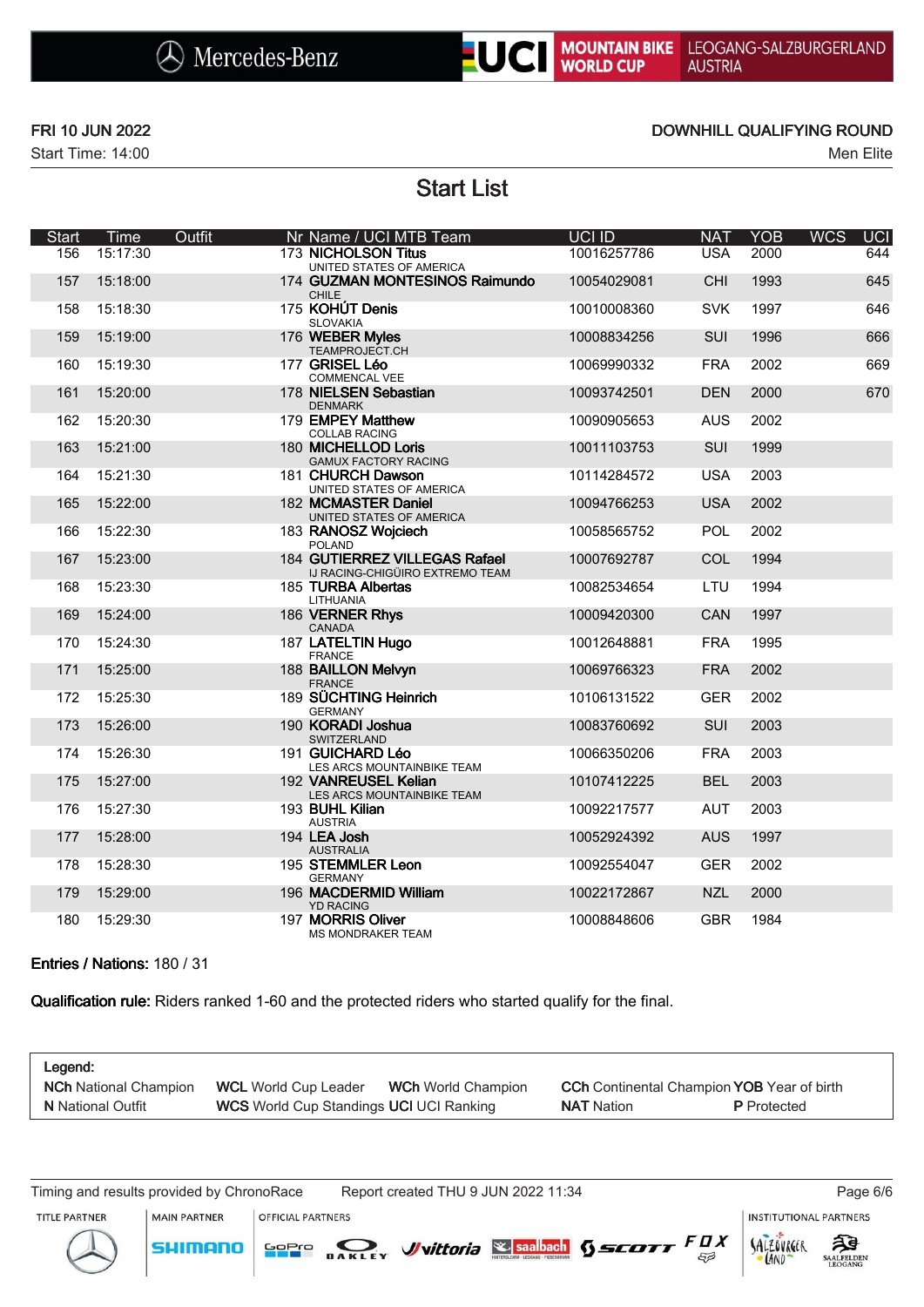FRI 10 JUN 2022

Start Time: 14:00

DOWNHILL QUALIFYING ROUND

Men Elite

# Start List

| Start | Time | Outfit | Nr | Name / UCI MTB Team | UCI ID | NAT | YOB | WCS | UCI |
|---|---|---|---|---|---|---|---|---|---|
| 156 | 15:17:30 | | 173 | **NICHOLSON Titus**<br>UNITED STATES OF AMERICA | 10016257786 | USA | 2000 | | 644 |
| 157 | 15:18:00 | | 174 | **GUZMAN MONTESINOS Raimundo**<br>CHILE | 10054029081 | CHI | 1993 | | 645 |
| 158 | 15:18:30 | | 175 | **KOHÚT Denis**<br>SLOVAKIA | 10010008360 | SVK | 1997 | | 646 |
| 159 | 15:19:00 | | 176 | **WEBER Myles**<br>TEAMPROJECT.CH | 10008834256 | SUI | 1996 | | 666 |
| 160 | 15:19:30 | | 177 | **GRISEL Léo**<br>COMMENCAL VEE | 10069990332 | FRA | 2002 | | 669 |
| 161 | 15:20:00 | | 178 | **NIELSEN Sebastian**<br>DENMARK | 10093742501 | DEN | 2000 | | 670 |
| 162 | 15:20:30 | | 179 | **EMPEY Matthew**<br>COLLAB RACING | 10090905653 | AUS | 2002 | | |
| 163 | 15:21:00 | | 180 | **MICHELLOD Loris**<br>GAMUX FACTORY RACING | 10011103753 | SUI | 1999 | | |
| 164 | 15:21:30 | | 181 | **CHURCH Dawson**<br>UNITED STATES OF AMERICA | 10114284572 | USA | 2003 | | |
| 165 | 15:22:00 | | 182 | **MCMASTER Daniel**<br>UNITED STATES OF AMERICA | 10094766253 | USA | 2002 | | |
| 166 | 15:22:30 | | 183 | **RANOSZ Wojciech**<br>POLAND | 10058565752 | POL | 2002 | | |
| 167 | 15:23:00 | | 184 | **GUTIERREZ VILLEGAS Rafael**<br>IJ RACING-CHIGÜIRO EXTREMO TEAM | 10007692787 | COL | 1994 | | |
| 168 | 15:23:30 | | 185 | **TURBA Albertas**<br>LITHUANIA | 10082534654 | LTU | 1994 | | |
| 169 | 15:24:00 | | 186 | **VERNER Rhys**<br>CANADA | 10009420300 | CAN | 1997 | | |
| 170 | 15:24:30 | | 187 | **LATELTIN Hugo**<br>FRANCE | 10012648881 | FRA | 1995 | | |
| 171 | 15:25:00 | | 188 | **BAILLON Melvyn**<br>FRANCE | 10069766323 | FRA | 2002 | | |
| 172 | 15:25:30 | | 189 | **SÜCHTING Heinrich**<br>GERMANY | 10106131522 | GER | 2002 | | |
| 173 | 15:26:00 | | 190 | **KORADI Joshua**<br>SWITZERLAND | 10083760692 | SUI | 2003 | | |
| 174 | 15:26:30 | | 191 | **GUICHARD Léo**<br>LES ARCS MOUNTAINBIKE TEAM | 10066350206 | FRA | 2003 | | |
| 175 | 15:27:00 | | 192 | **VANREUSEL Kelian**<br>LES ARCS MOUNTAINBIKE TEAM | 10107412225 | BEL | 2003 | | |
| 176 | 15:27:30 | | 193 | **BUHL Kilian**<br>AUSTRIA | 10092217577 | AUT | 2003 | | |
| 177 | 15:28:00 | | 194 | **LEA Josh**<br>AUSTRALIA | 10052924392 | AUS | 1997 | | |
| 178 | 15:28:30 | | 195 | **STEMMLER Leon**<br>GERMANY | 10092554047 | GER | 2002 | | |
| 179 | 15:29:00 | | 196 | **MACDERMID William**<br>YD RACING | 10022172867 | NZL | 2000 | | |
| 180 | 15:29:30 | | 197 | **MORRIS Oliver**<br>MS MONDRAKER TEAM | 10008848606 | GBR | 1984 | | |

**Entries / Nations:** 180 / 31

**Qualification rule:** Riders ranked 1-60 and the protected riders who started qualify for the final.

**Legend:**

**NCh** National Champion · **WCL** World Cup Leader · **WCh** World Champion · **CCh** Continental Champion · **YOB** Year of birth
**N** National Outfit · **WCS** World Cup Standings · **UCI** UCI Ranking · **NAT** Nation · **P** Protected

Timing and results provided by ChronoRace    Report created THU 9 JUN 2022 11:34